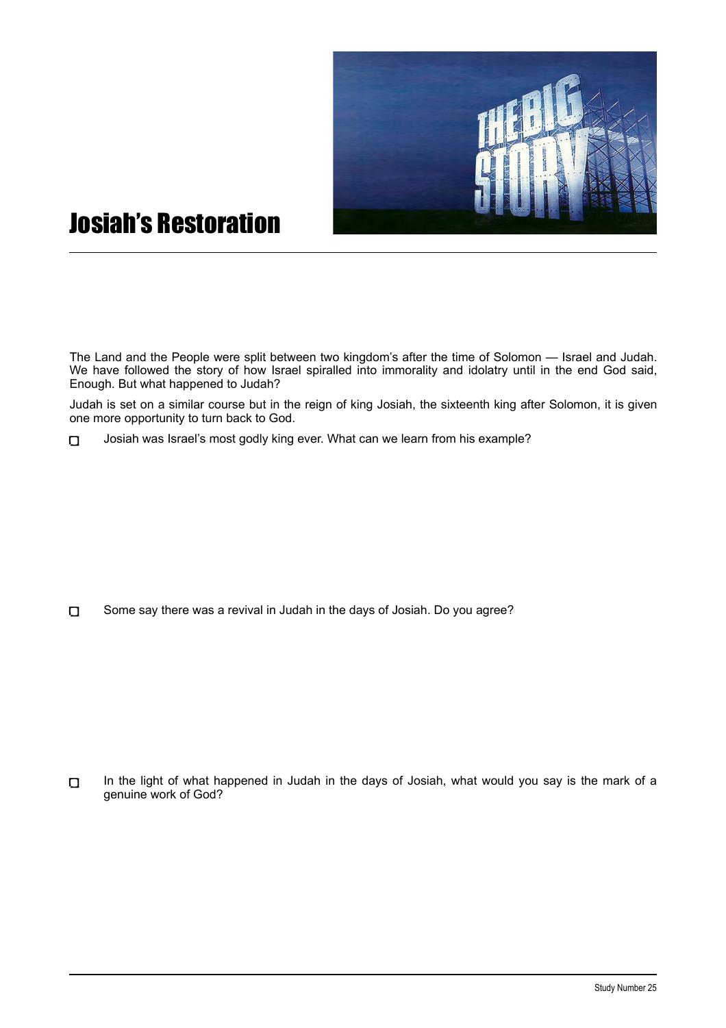# Josiah's Restoration

The Land and the People were split between two kingdom's after the time of Solomon — Israel and Judah. We have followed the story of how Israel spiralled into immorality and idolatry until in the end God said, Enough. But what happened to Judah?

Judah is set on a similar course but in the reign of king Josiah, the sixteenth king after Solomon, it is given one more opportunity to turn back to God.

- ☐ Josiah was Israel's most godly king ever. What can we learn from his example?

- ☐ Some say there was a revival in Judah in the days of Josiah. Do you agree?

- ☐ In the light of what happened in Judah in the days of Josiah, what would you say is the mark of a genuine work of God?

Study Number 25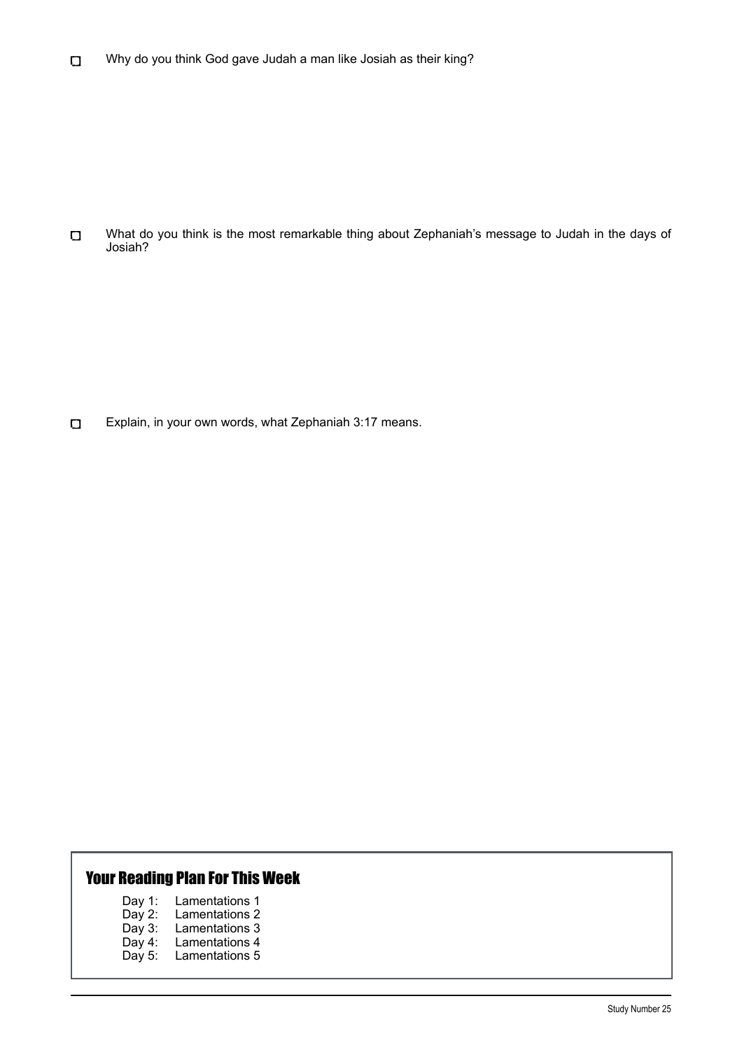- [ ] Why do you think God gave Judah a man like Josiah as their king?

- [ ] What do you think is the most remarkable thing about Zephaniah's message to Judah in the days of Josiah?

- [ ] Explain, in your own words, what Zephaniah 3:17 means.

## Your Reading Plan For This Week

Day 1: Lamentations 1
Day 2: Lamentations 2
Day 3: Lamentations 3
Day 4: Lamentations 4
Day 5: Lamentations 5